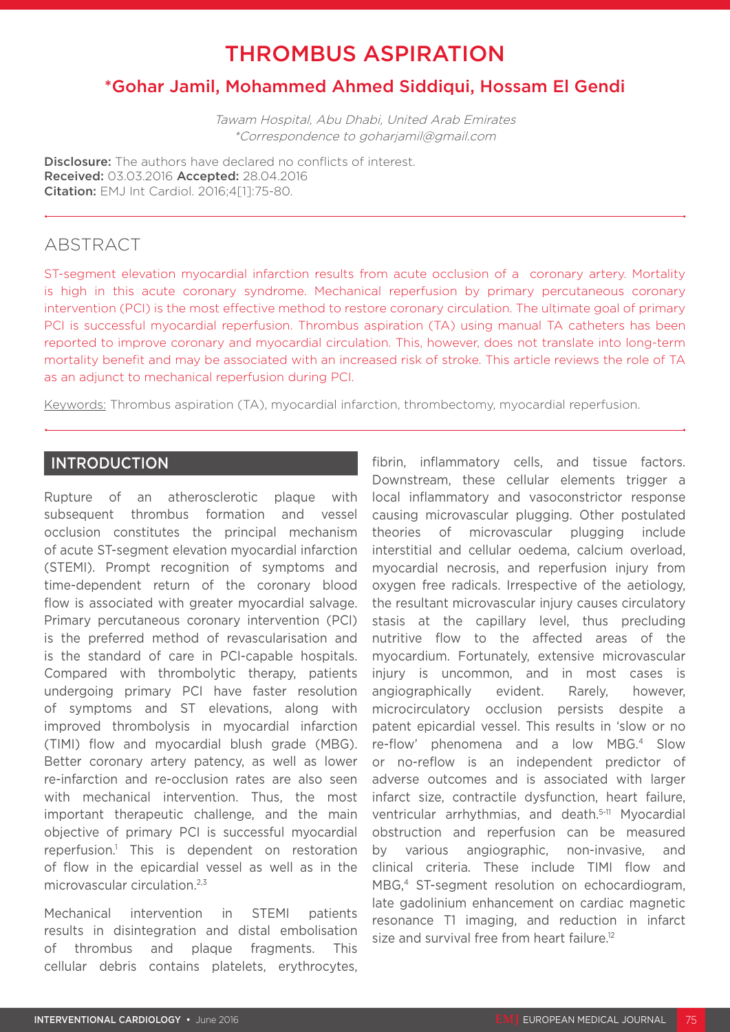# THROMBUS ASPIRATION

## *Gohar Jamil, Mohammed Ahmed Siddiqui, Hossam El Gendi

*Tawam Hospital, Abu Dhabi, United Arab Emirates*
*\*Correspondence to goharjamil@gmail.com*

**Disclosure:** The authors have declared no conflicts of interest.
**Received:** 03.03.2016 **Accepted:** 28.04.2016
**Citation:** EMJ Int Cardiol. 2016;4[1]:75-80.

## ABSTRACT

ST-segment elevation myocardial infarction results from acute occlusion of a coronary artery. Mortality is high in this acute coronary syndrome. Mechanical reperfusion by primary percutaneous coronary intervention (PCI) is the most effective method to restore coronary circulation. The ultimate goal of primary PCI is successful myocardial reperfusion. Thrombus aspiration (TA) using manual TA catheters has been reported to improve coronary and myocardial circulation. This, however, does not translate into long-term mortality benefit and may be associated with an increased risk of stroke. This article reviews the role of TA as an adjunct to mechanical reperfusion during PCI.

Keywords: Thrombus aspiration (TA), myocardial infarction, thrombectomy, myocardial reperfusion.

## INTRODUCTION

Rupture of an atherosclerotic plaque with subsequent thrombus formation and vessel occlusion constitutes the principal mechanism of acute ST-segment elevation myocardial infarction (STEMI). Prompt recognition of symptoms and time-dependent return of the coronary blood flow is associated with greater myocardial salvage. Primary percutaneous coronary intervention (PCI) is the preferred method of revascularisation and is the standard of care in PCI-capable hospitals. Compared with thrombolytic therapy, patients undergoing primary PCI have faster resolution of symptoms and ST elevations, along with improved thrombolysis in myocardial infarction (TIMI) flow and myocardial blush grade (MBG). Better coronary artery patency, as well as lower re-infarction and re-occlusion rates are also seen with mechanical intervention. Thus, the most important therapeutic challenge, and the main objective of primary PCI is successful myocardial reperfusion.[1] This is dependent on restoration of flow in the epicardial vessel as well as in the microvascular circulation.[2,3]

Mechanical intervention in STEMI patients results in disintegration and distal embolisation of thrombus and plaque fragments. This cellular debris contains platelets, erythrocytes, fibrin, inflammatory cells, and tissue factors. Downstream, these cellular elements trigger a local inflammatory and vasoconstrictor response causing microvascular plugging. Other postulated theories of microvascular plugging include interstitial and cellular oedema, calcium overload, myocardial necrosis, and reperfusion injury from oxygen free radicals. Irrespective of the aetiology, the resultant microvascular injury causes circulatory stasis at the capillary level, thus precluding nutritive flow to the affected areas of the myocardium. Fortunately, extensive microvascular injury is uncommon, and in most cases is angiographically evident. Rarely, however, microcirculatory occlusion persists despite a patent epicardial vessel. This results in 'slow or no re-flow' phenomena and a low MBG.[4] Slow or no-reflow is an independent predictor of adverse outcomes and is associated with larger infarct size, contractile dysfunction, heart failure, ventricular arrhythmias, and death.[5-11] Myocardial obstruction and reperfusion can be measured by various angiographic, non-invasive, and clinical criteria. These include TIMI flow and MBG,[4] ST-segment resolution on echocardiogram, late gadolinium enhancement on cardiac magnetic resonance T1 imaging, and reduction in infarct size and survival free from heart failure.[12]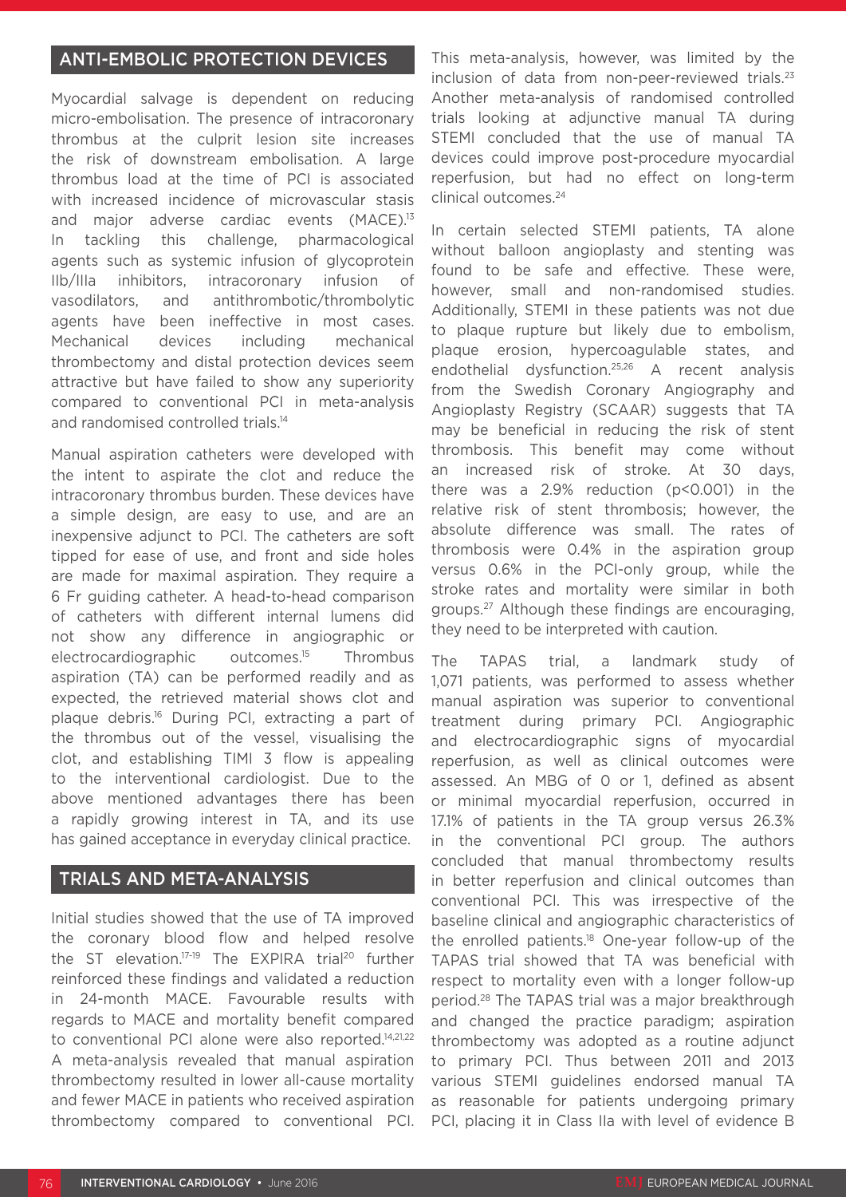## ANTI-EMBOLIC PROTECTION DEVICES

Myocardial salvage is dependent on reducing micro-embolisation. The presence of intracoronary thrombus at the culprit lesion site increases the risk of downstream embolisation. A large thrombus load at the time of PCI is associated with increased incidence of microvascular stasis and major adverse cardiac events (MACE).[13] In tackling this challenge, pharmacological agents such as systemic infusion of glycoprotein IIb/IIIa inhibitors, intracoronary infusion of vasodilators, and antithrombotic/thrombolytic agents have been ineffective in most cases. Mechanical devices including mechanical thrombectomy and distal protection devices seem attractive but have failed to show any superiority compared to conventional PCI in meta-analysis and randomised controlled trials.[14]

Manual aspiration catheters were developed with the intent to aspirate the clot and reduce the intracoronary thrombus burden. These devices have a simple design, are easy to use, and are an inexpensive adjunct to PCI. The catheters are soft tipped for ease of use, and front and side holes are made for maximal aspiration. They require a 6 Fr guiding catheter. A head-to-head comparison of catheters with different internal lumens did not show any difference in angiographic or electrocardiographic outcomes.[15] Thrombus aspiration (TA) can be performed readily and as expected, the retrieved material shows clot and plaque debris.[16] During PCI, extracting a part of the thrombus out of the vessel, visualising the clot, and establishing TIMI 3 flow is appealing to the interventional cardiologist. Due to the above mentioned advantages there has been a rapidly growing interest in TA, and its use has gained acceptance in everyday clinical practice.

## TRIALS AND META-ANALYSIS

Initial studies showed that the use of TA improved the coronary blood flow and helped resolve the ST elevation.[17-19] The EXPIRA trial[20] further reinforced these findings and validated a reduction in 24-month MACE. Favourable results with regards to MACE and mortality benefit compared to conventional PCI alone were also reported.[14,21,22] A meta-analysis revealed that manual aspiration thrombectomy resulted in lower all-cause mortality and fewer MACE in patients who received aspiration thrombectomy compared to conventional PCI. This meta-analysis, however, was limited by the inclusion of data from non-peer-reviewed trials.[23] Another meta-analysis of randomised controlled trials looking at adjunctive manual TA during STEMI concluded that the use of manual TA devices could improve post-procedure myocardial reperfusion, but had no effect on long-term clinical outcomes.[24]

In certain selected STEMI patients, TA alone without balloon angioplasty and stenting was found to be safe and effective. These were, however, small and non-randomised studies. Additionally, STEMI in these patients was not due to plaque rupture but likely due to embolism, plaque erosion, hypercoagulable states, and endothelial dysfunction.[25,26] A recent analysis from the Swedish Coronary Angiography and Angioplasty Registry (SCAAR) suggests that TA may be beneficial in reducing the risk of stent thrombosis. This benefit may come without an increased risk of stroke. At 30 days, there was a 2.9% reduction ($p<0.001$) in the relative risk of stent thrombosis; however, the absolute difference was small. The rates of thrombosis were 0.4% in the aspiration group versus 0.6% in the PCI-only group, while the stroke rates and mortality were similar in both groups.[27] Although these findings are encouraging, they need to be interpreted with caution.

The TAPAS trial, a landmark study of 1,071 patients, was performed to assess whether manual aspiration was superior to conventional treatment during primary PCI. Angiographic and electrocardiographic signs of myocardial reperfusion, as well as clinical outcomes were assessed. An MBG of 0 or 1, defined as absent or minimal myocardial reperfusion, occurred in 17.1% of patients in the TA group versus 26.3% in the conventional PCI group. The authors concluded that manual thrombectomy results in better reperfusion and clinical outcomes than conventional PCI. This was irrespective of the baseline clinical and angiographic characteristics of the enrolled patients.[18] One-year follow-up of the TAPAS trial showed that TA was beneficial with respect to mortality even with a longer follow-up period.[28] The TAPAS trial was a major breakthrough and changed the practice paradigm; aspiration thrombectomy was adopted as a routine adjunct to primary PCI. Thus between 2011 and 2013 various STEMI guidelines endorsed manual TA as reasonable for patients undergoing primary PCI, placing it in Class IIa with level of evidence B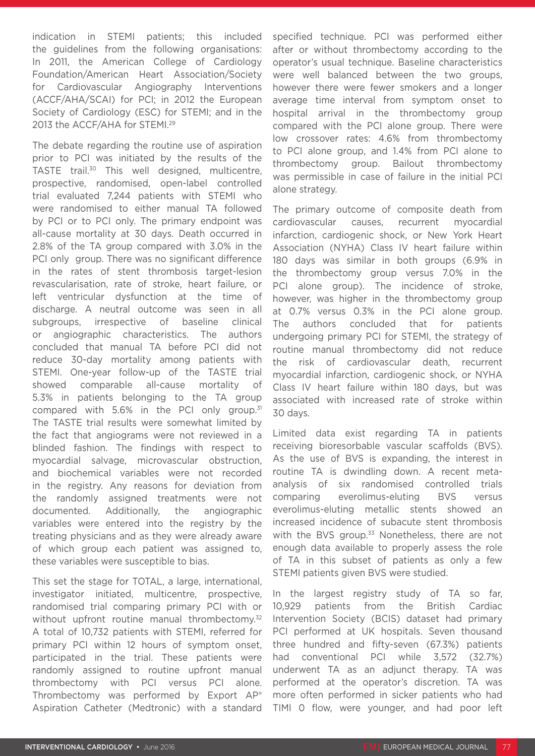indication in STEMI patients; this included the guidelines from the following organisations: In 2011, the American College of Cardiology Foundation/American Heart Association/Society for Cardiovascular Angiography Interventions (ACCF/AHA/SCAI) for PCI; in 2012 the European Society of Cardiology (ESC) for STEMI; and in the 2013 the ACCF/AHA for STEMI.[29]

The debate regarding the routine use of aspiration prior to PCI was initiated by the results of the TASTE trail.[30] This well designed, multicentre, prospective, randomised, open-label controlled trial evaluated 7,244 patients with STEMI who were randomised to either manual TA followed by PCI or to PCI only. The primary endpoint was all-cause mortality at 30 days. Death occurred in 2.8% of the TA group compared with 3.0% in the PCI only group. There was no significant difference in the rates of stent thrombosis target-lesion revascularisation, rate of stroke, heart failure, or left ventricular dysfunction at the time of discharge. A neutral outcome was seen in all subgroups, irrespective of baseline clinical or angiographic characteristics. The authors concluded that manual TA before PCI did not reduce 30-day mortality among patients with STEMI. One-year follow-up of the TASTE trial showed comparable all-cause mortality of 5.3% in patients belonging to the TA group compared with 5.6% in the PCI only group.[31] The TASTE trial results were somewhat limited by the fact that angiograms were not reviewed in a blinded fashion. The findings with respect to myocardial salvage, microvascular obstruction, and biochemical variables were not recorded in the registry. Any reasons for deviation from the randomly assigned treatments were not documented. Additionally, the angiographic variables were entered into the registry by the treating physicians and as they were already aware of which group each patient was assigned to, these variables were susceptible to bias.

This set the stage for TOTAL, a large, international, investigator initiated, multicentre, prospective, randomised trial comparing primary PCI with or without upfront routine manual thrombectomy.[32] A total of 10,732 patients with STEMI, referred for primary PCI within 12 hours of symptom onset, participated in the trial. These patients were randomly assigned to routine upfront manual thrombectomy with PCI versus PCI alone. Thrombectomy was performed by Export AP® Aspiration Catheter (Medtronic) with a standard specified technique. PCI was performed either after or without thrombectomy according to the operator's usual technique. Baseline characteristics were well balanced between the two groups, however there were fewer smokers and a longer average time interval from symptom onset to hospital arrival in the thrombectomy group compared with the PCI alone group. There were low crossover rates: 4.6% from thrombectomy to PCI alone group, and 1.4% from PCI alone to thrombectomy group. Bailout thrombectomy was permissible in case of failure in the initial PCI alone strategy.

The primary outcome of composite death from cardiovascular causes, recurrent myocardial infarction, cardiogenic shock, or New York Heart Association (NYHA) Class IV heart failure within 180 days was similar in both groups (6.9% in the thrombectomy group versus 7.0% in the PCI alone group). The incidence of stroke, however, was higher in the thrombectomy group at 0.7% versus 0.3% in the PCI alone group. The authors concluded that for patients undergoing primary PCI for STEMI, the strategy of routine manual thrombectomy did not reduce the risk of cardiovascular death, recurrent myocardial infarction, cardiogenic shock, or NYHA Class IV heart failure within 180 days, but was associated with increased rate of stroke within 30 days.

Limited data exist regarding TA in patients receiving bioresorbable vascular scaffolds (BVS). As the use of BVS is expanding, the interest in routine TA is dwindling down. A recent meta-analysis of six randomised controlled trials comparing everolimus-eluting BVS versus everolimus-eluting metallic stents showed an increased incidence of subacute stent thrombosis with the BVS group.[33] Nonetheless, there are not enough data available to properly assess the role of TA in this subset of patients as only a few STEMI patients given BVS were studied.

In the largest registry study of TA so far, 10,929 patients from the British Cardiac Intervention Society (BCIS) dataset had primary PCI performed at UK hospitals. Seven thousand three hundred and fifty-seven (67.3%) patients had conventional PCI while 3,572 (32.7%) underwent TA as an adjunct therapy. TA was performed at the operator's discretion. TA was more often performed in sicker patients who had TIMI 0 flow, were younger, and had poor left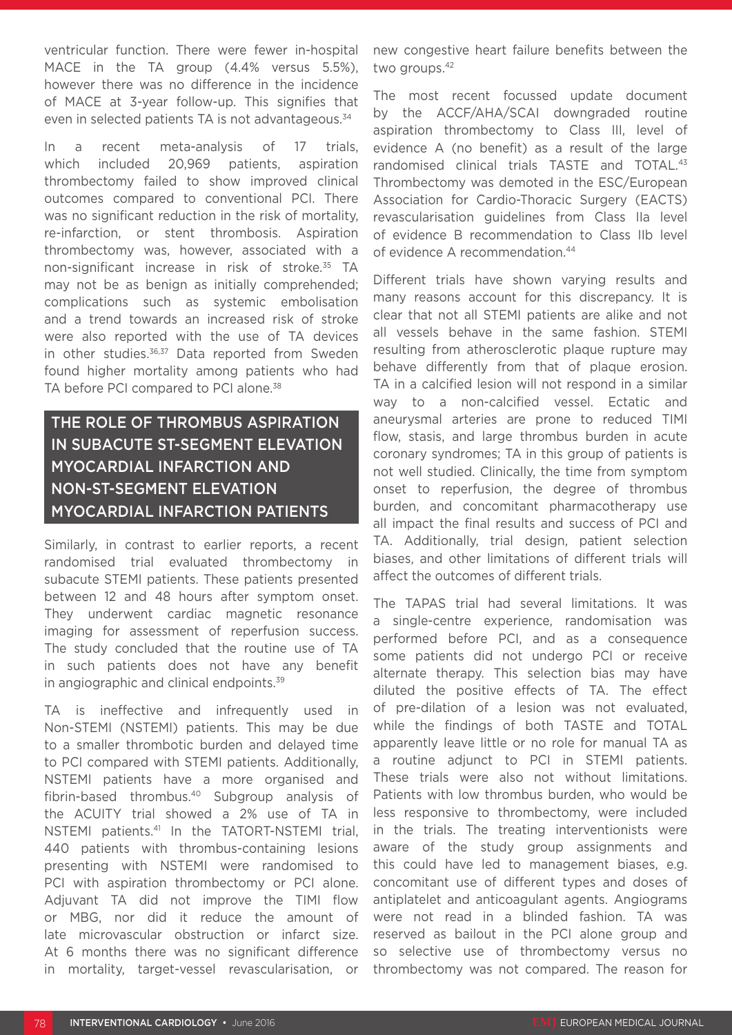ventricular function. There were fewer in-hospital MACE in the TA group (4.4% versus 5.5%), however there was no difference in the incidence of MACE at 3-year follow-up. This signifies that even in selected patients TA is not advantageous.[34]

In a recent meta-analysis of 17 trials, which included 20,969 patients, aspiration thrombectomy failed to show improved clinical outcomes compared to conventional PCI. There was no significant reduction in the risk of mortality, re-infarction, or stent thrombosis. Aspiration thrombectomy was, however, associated with a non-significant increase in risk of stroke.[35] TA may not be as benign as initially comprehended; complications such as systemic embolisation and a trend towards an increased risk of stroke were also reported with the use of TA devices in other studies.[36,37] Data reported from Sweden found higher mortality among patients who had TA before PCI compared to PCI alone.[38]

## THE ROLE OF THROMBUS ASPIRATION IN SUBACUTE ST-SEGMENT ELEVATION MYOCARDIAL INFARCTION AND NON-ST-SEGMENT ELEVATION MYOCARDIAL INFARCTION PATIENTS

Similarly, in contrast to earlier reports, a recent randomised trial evaluated thrombectomy in subacute STEMI patients. These patients presented between 12 and 48 hours after symptom onset. They underwent cardiac magnetic resonance imaging for assessment of reperfusion success. The study concluded that the routine use of TA in such patients does not have any benefit in angiographic and clinical endpoints.[39]

TA is ineffective and infrequently used in Non-STEMI (NSTEMI) patients. This may be due to a smaller thrombotic burden and delayed time to PCI compared with STEMI patients. Additionally, NSTEMI patients have a more organised and fibrin-based thrombus.[40] Subgroup analysis of the ACUITY trial showed a 2% use of TA in NSTEMI patients.[41] In the TATORT-NSTEMI trial, 440 patients with thrombus-containing lesions presenting with NSTEMI were randomised to PCI with aspiration thrombectomy or PCI alone. Adjuvant TA did not improve the TIMI flow or MBG, nor did it reduce the amount of late microvascular obstruction or infarct size. At 6 months there was no significant difference in mortality, target-vessel revascularisation, or new congestive heart failure benefits between the two groups.[42]

The most recent focussed update document by the ACCF/AHA/SCAI downgraded routine aspiration thrombectomy to Class III, level of evidence A (no benefit) as a result of the large randomised clinical trials TASTE and TOTAL.[43] Thrombectomy was demoted in the ESC/European Association for Cardio-Thoracic Surgery (EACTS) revascularisation guidelines from Class IIa level of evidence B recommendation to Class IIb level of evidence A recommendation.[44]

Different trials have shown varying results and many reasons account for this discrepancy. It is clear that not all STEMI patients are alike and not all vessels behave in the same fashion. STEMI resulting from atherosclerotic plaque rupture may behave differently from that of plaque erosion. TA in a calcified lesion will not respond in a similar way to a non-calcified vessel. Ectatic and aneurysmal arteries are prone to reduced TIMI flow, stasis, and large thrombus burden in acute coronary syndromes; TA in this group of patients is not well studied. Clinically, the time from symptom onset to reperfusion, the degree of thrombus burden, and concomitant pharmacotherapy use all impact the final results and success of PCI and TA. Additionally, trial design, patient selection biases, and other limitations of different trials will affect the outcomes of different trials.

The TAPAS trial had several limitations. It was a single-centre experience, randomisation was performed before PCI, and as a consequence some patients did not undergo PCI or receive alternate therapy. This selection bias may have diluted the positive effects of TA. The effect of pre-dilation of a lesion was not evaluated, while the findings of both TASTE and TOTAL apparently leave little or no role for manual TA as a routine adjunct to PCI in STEMI patients. These trials were also not without limitations. Patients with low thrombus burden, who would be less responsive to thrombectomy, were included in the trials. The treating interventionists were aware of the study group assignments and this could have led to management biases, e.g. concomitant use of different types and doses of antiplatelet and anticoagulant agents. Angiograms were not read in a blinded fashion. TA was reserved as bailout in the PCI alone group and so selective use of thrombectomy versus no thrombectomy was not compared. The reason for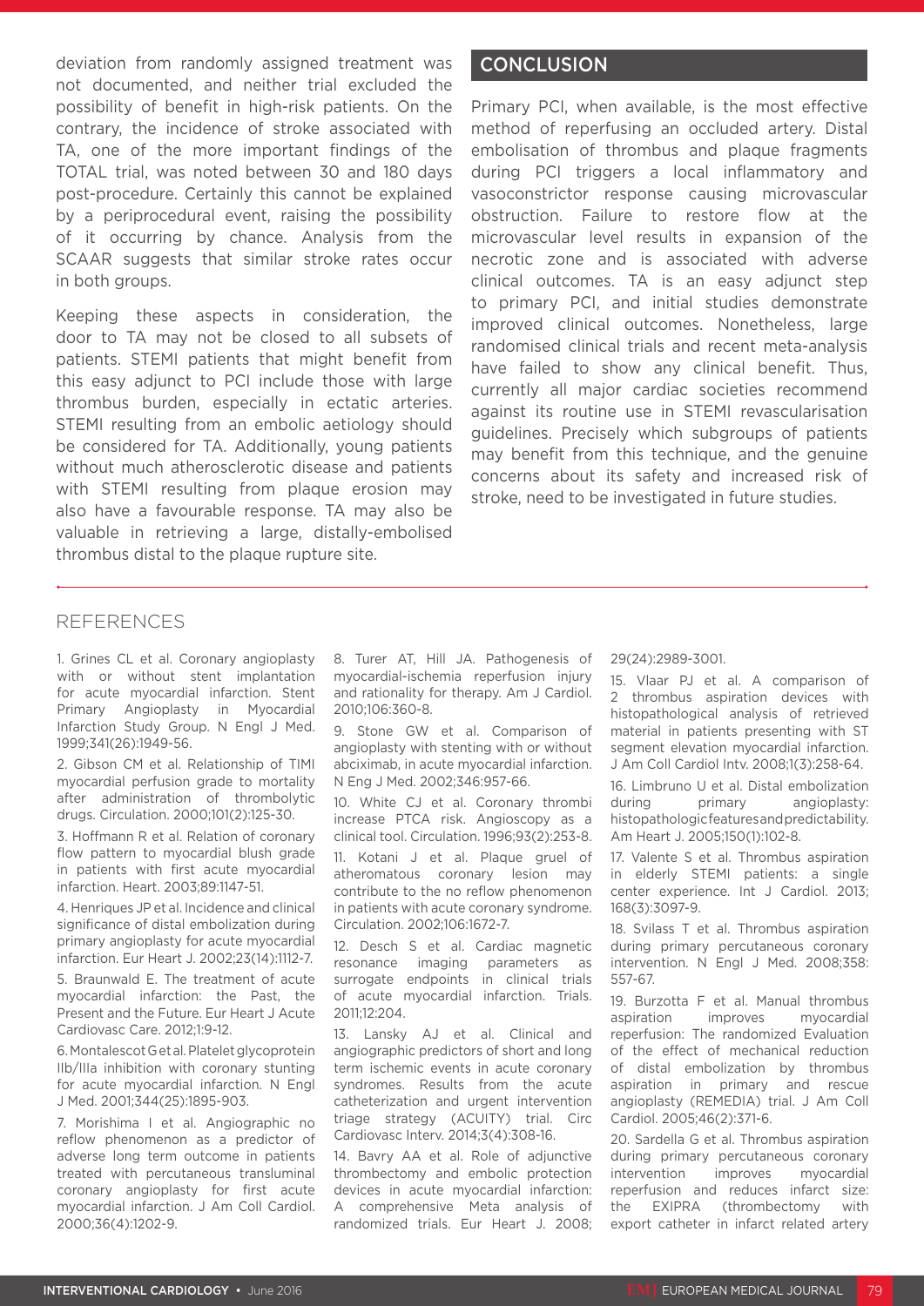deviation from randomly assigned treatment was not documented, and neither trial excluded the possibility of benefit in high-risk patients. On the contrary, the incidence of stroke associated with TA, one of the more important findings of the TOTAL trial, was noted between 30 and 180 days post-procedure. Certainly this cannot be explained by a periprocedural event, raising the possibility of it occurring by chance. Analysis from the SCAAR suggests that similar stroke rates occur in both groups.

Keeping these aspects in consideration, the door to TA may not be closed to all subsets of patients. STEMI patients that might benefit from this easy adjunct to PCI include those with large thrombus burden, especially in ectatic arteries. STEMI resulting from an embolic aetiology should be considered for TA. Additionally, young patients without much atherosclerotic disease and patients with STEMI resulting from plaque erosion may also have a favourable response. TA may also be valuable in retrieving a large, distally-embolised thrombus distal to the plaque rupture site.

## CONCLUSION

Primary PCI, when available, is the most effective method of reperfusing an occluded artery. Distal embolisation of thrombus and plaque fragments during PCI triggers a local inflammatory and vasoconstrictor response causing microvascular obstruction. Failure to restore flow at the microvascular level results in expansion of the necrotic zone and is associated with adverse clinical outcomes. TA is an easy adjunct step to primary PCI, and initial studies demonstrate improved clinical outcomes. Nonetheless, large randomised clinical trials and recent meta-analysis have failed to show any clinical benefit. Thus, currently all major cardiac societies recommend against its routine use in STEMI revascularisation guidelines. Precisely which subgroups of patients may benefit from this technique, and the genuine concerns about its safety and increased risk of stroke, need to be investigated in future studies.

## REFERENCES

1. Grines CL et al. Coronary angioplasty with or without stent implantation for acute myocardial infarction. Stent Primary Angioplasty in Myocardial Infarction Study Group. N Engl J Med. 1999;341(26):1949-56.

2. Gibson CM et al. Relationship of TIMI myocardial perfusion grade to mortality after administration of thrombolytic drugs. Circulation. 2000;101(2):125-30.

3. Hoffmann R et al. Relation of coronary flow pattern to myocardial blush grade in patients with first acute myocardial infarction. Heart. 2003;89:1147-51.

4. Henriques JP et al. Incidence and clinical significance of distal embolization during primary angioplasty for acute myocardial infarction. Eur Heart J. 2002;23(14):1112-7.

5. Braunwald E. The treatment of acute myocardial infarction: the Past, the Present and the Future. Eur Heart J Acute Cardiovasc Care. 2012;1:9-12.

6. Montalescot G et al. Platelet glycoprotein IIb/IIIa inhibition with coronary stunting for acute myocardial infarction. N Engl J Med. 2001;344(25):1895-903.

7. Morishima I et al. Angiographic no reflow phenomenon as a predictor of adverse long term outcome in patients treated with percutaneous transluminal coronary angioplasty for first acute myocardial infarction. J Am Coll Cardiol. 2000;36(4):1202-9.

8. Turer AT, Hill JA. Pathogenesis of myocardial-ischemia reperfusion injury and rationality for therapy. Am J Cardiol. 2010;106:360-8.

9. Stone GW et al. Comparison of angioplasty with stenting with or without abciximab, in acute myocardial infarction. N Eng J Med. 2002;346:957-66.

10. White CJ et al. Coronary thrombi increase PTCA risk. Angioscopy as a clinical tool. Circulation. 1996;93(2):253-8.

11. Kotani J et al. Plaque gruel of atheromatous coronary lesion may contribute to the no reflow phenomenon in patients with acute coronary syndrome. Circulation. 2002;106:1672-7.

12. Desch S et al. Cardiac magnetic resonance imaging parameters as surrogate endpoints in clinical trials of acute myocardial infarction. Trials. 2011;12:204.

13. Lansky AJ et al. Clinical and angiographic predictors of short and long term ischemic events in acute coronary syndromes. Results from the acute catheterization and urgent intervention triage strategy (ACUITY) trial. Circ Cardiovasc Interv. 2014;3(4):308-16.

14. Bavry AA et al. Role of adjunctive thrombectomy and embolic protection devices in acute myocardial infarction: A comprehensive Meta analysis of randomized trials. Eur Heart J. 2008; 29(24):2989-3001.

15. Vlaar PJ et al. A comparison of 2 thrombus aspiration devices with histopathological analysis of retrieved material in patients presenting with ST segment elevation myocardial infarction. J Am Coll Cardiol Intv. 2008;1(3):258-64.

16. Limbruno U et al. Distal embolization during primary angioplasty: histopathologic features and predictability. Am Heart J. 2005;150(1):102-8.

17. Valente S et al. Thrombus aspiration in elderly STEMI patients: a single center experience. Int J Cardiol. 2013; 168(3):3097-9.

18. Svilass T et al. Thrombus aspiration during primary percutaneous coronary intervention. N Engl J Med. 2008;358: 557-67.

19. Burzotta F et al. Manual thrombus aspiration improves myocardial reperfusion: The randomized Evaluation of the effect of mechanical reduction of distal embolization by thrombus aspiration in primary and rescue angioplasty (REMEDIA) trial. J Am Coll Cardiol. 2005;46(2):371-6.

20. Sardella G et al. Thrombus aspiration during primary percutaneous coronary intervention improves myocardial reperfusion and reduces infarct size: the EXIPRA (thrombectomy with export catheter in infarct related artery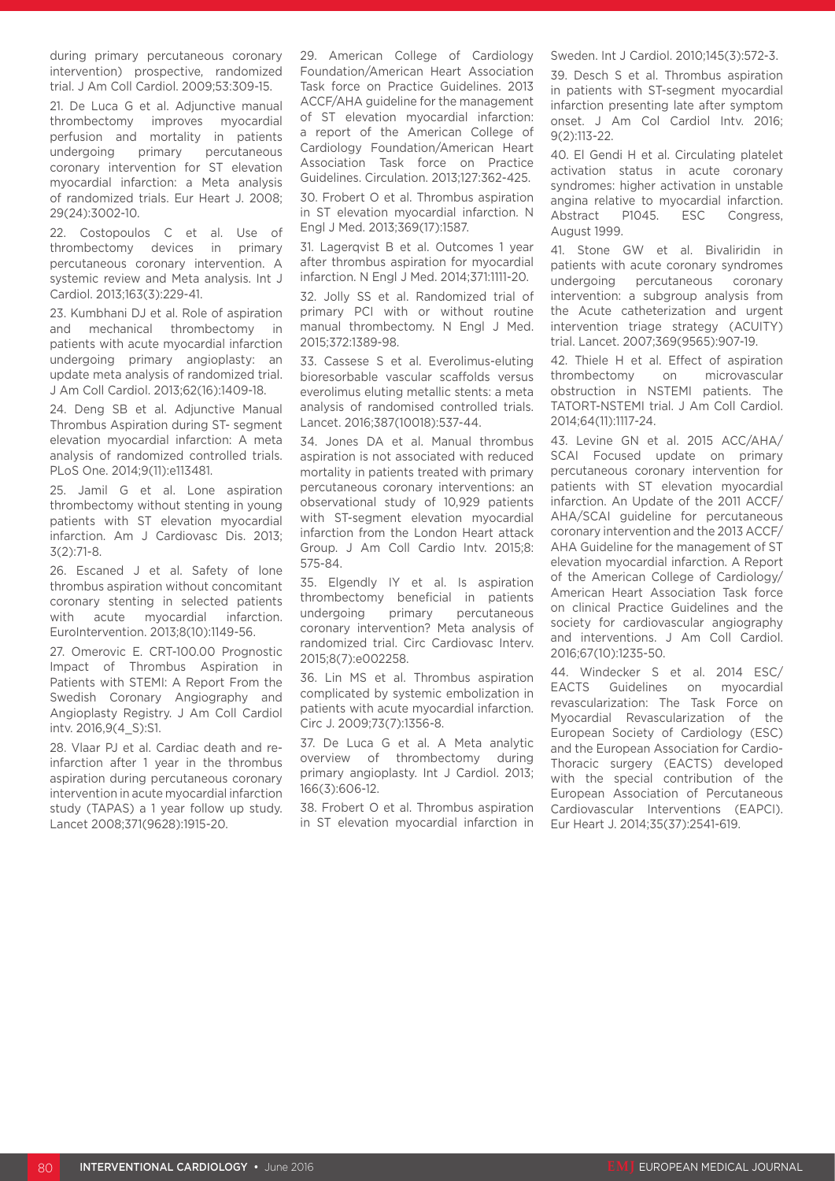during primary percutaneous coronary intervention) prospective, randomized trial. J Am Coll Cardiol. 2009;53:309-15.

21. De Luca G et al. Adjunctive manual thrombectomy improves myocardial perfusion and mortality in patients undergoing primary percutaneous coronary intervention for ST elevation myocardial infarction: a Meta analysis of randomized trials. Eur Heart J. 2008; 29(24):3002-10.

22. Costopoulos C et al. Use of thrombectomy devices in primary percutaneous coronary intervention. A systemic review and Meta analysis. Int J Cardiol. 2013;163(3):229-41.

23. Kumbhani DJ et al. Role of aspiration and mechanical thrombectomy in patients with acute myocardial infarction undergoing primary angioplasty: an update meta analysis of randomized trial. J Am Coll Cardiol. 2013;62(16):1409-18.

24. Deng SB et al. Adjunctive Manual Thrombus Aspiration during ST- segment elevation myocardial infarction: A meta analysis of randomized controlled trials. PLoS One. 2014;9(11):e113481.

25. Jamil G et al. Lone aspiration thrombectomy without stenting in young patients with ST elevation myocardial infarction. Am J Cardiovasc Dis. 2013; 3(2):71-8.

26. Escaned J et al. Safety of lone thrombus aspiration without concomitant coronary stenting in selected patients with acute myocardial infarction. EuroIntervention. 2013;8(10):1149-56.

27. Omerovic E. CRT-100.00 Prognostic Impact of Thrombus Aspiration in Patients with STEMI: A Report From the Swedish Coronary Angiography and Angioplasty Registry. J Am Coll Cardiol intv. 2016,9(4_S):S1.

28. Vlaar PJ et al. Cardiac death and re-infarction after 1 year in the thrombus aspiration during percutaneous coronary intervention in acute myocardial infarction study (TAPAS) a 1 year follow up study. Lancet 2008;371(9628):1915-20.

29. American College of Cardiology Foundation/American Heart Association Task force on Practice Guidelines. 2013 ACCF/AHA guideline for the management of ST elevation myocardial infarction: a report of the American College of Cardiology Foundation/American Heart Association Task force on Practice Guidelines. Circulation. 2013;127:362-425.

30. Frobert O et al. Thrombus aspiration in ST elevation myocardial infarction. N Engl J Med. 2013;369(17):1587.

31. Lagerqvist B et al. Outcomes 1 year after thrombus aspiration for myocardial infarction. N Engl J Med. 2014;371:1111-20.

32. Jolly SS et al. Randomized trial of primary PCI with or without routine manual thrombectomy. N Engl J Med. 2015;372:1389-98.

33. Cassese S et al. Everolimus-eluting bioresorbable vascular scaffolds versus everolimus eluting metallic stents: a meta analysis of randomised controlled trials. Lancet. 2016;387(10018):537-44.

34. Jones DA et al. Manual thrombus aspiration is not associated with reduced mortality in patients treated with primary percutaneous coronary interventions: an observational study of 10,929 patients with ST-segment elevation myocardial infarction from the London Heart attack Group. J Am Coll Cardio Intv. 2015;8: 575-84.

35. Elgendly IY et al. Is aspiration thrombectomy beneficial in patients undergoing primary percutaneous coronary intervention? Meta analysis of randomized trial. Circ Cardiovasc Interv. 2015;8(7):e002258.

36. Lin MS et al. Thrombus aspiration complicated by systemic embolization in patients with acute myocardial infarction. Circ J. 2009;73(7):1356-8.

37. De Luca G et al. A Meta analytic overview of thrombectomy during primary angioplasty. Int J Cardiol. 2013; 166(3):606-12.

38. Frobert O et al. Thrombus aspiration in ST elevation myocardial infarction in Sweden. Int J Cardiol. 2010;145(3):572-3.

39. Desch S et al. Thrombus aspiration in patients with ST-segment myocardial infarction presenting late after symptom onset. J Am Col Cardiol Intv. 2016; 9(2):113-22.

40. El Gendi H et al. Circulating platelet activation status in acute coronary syndromes: higher activation in unstable angina relative to myocardial infarction. Abstract P1045. ESC Congress, August 1999.

41. Stone GW et al. Bivaliridin in patients with acute coronary syndromes undergoing percutaneous coronary intervention: a subgroup analysis from the Acute catheterization and urgent intervention triage strategy (ACUITY) trial. Lancet. 2007;369(9565):907-19.

42. Thiele H et al. Effect of aspiration thrombectomy on microvascular obstruction in NSTEMI patients. The TATORT-NSTEMI trial. J Am Coll Cardiol. 2014;64(11):1117-24.

43. Levine GN et al. 2015 ACC/AHA/SCAI Focused update on primary percutaneous coronary intervention for patients with ST elevation myocardial infarction. An Update of the 2011 ACCF/AHA/SCAI guideline for percutaneous coronary intervention and the 2013 ACCF/AHA Guideline for the management of ST elevation myocardial infarction. A Report of the American College of Cardiology/American Heart Association Task force on clinical Practice Guidelines and the society for cardiovascular angiography and interventions. J Am Coll Cardiol. 2016;67(10):1235-50.

44. Windecker S et al. 2014 ESC/EACTS Guidelines on myocardial revascularization: The Task Force on Myocardial Revascularization of the European Society of Cardiology (ESC) and the European Association for Cardio-Thoracic surgery (EACTS) developed with the special contribution of the European Association of Percutaneous Cardiovascular Interventions (EAPCI). Eur Heart J. 2014;35(37):2541-619.